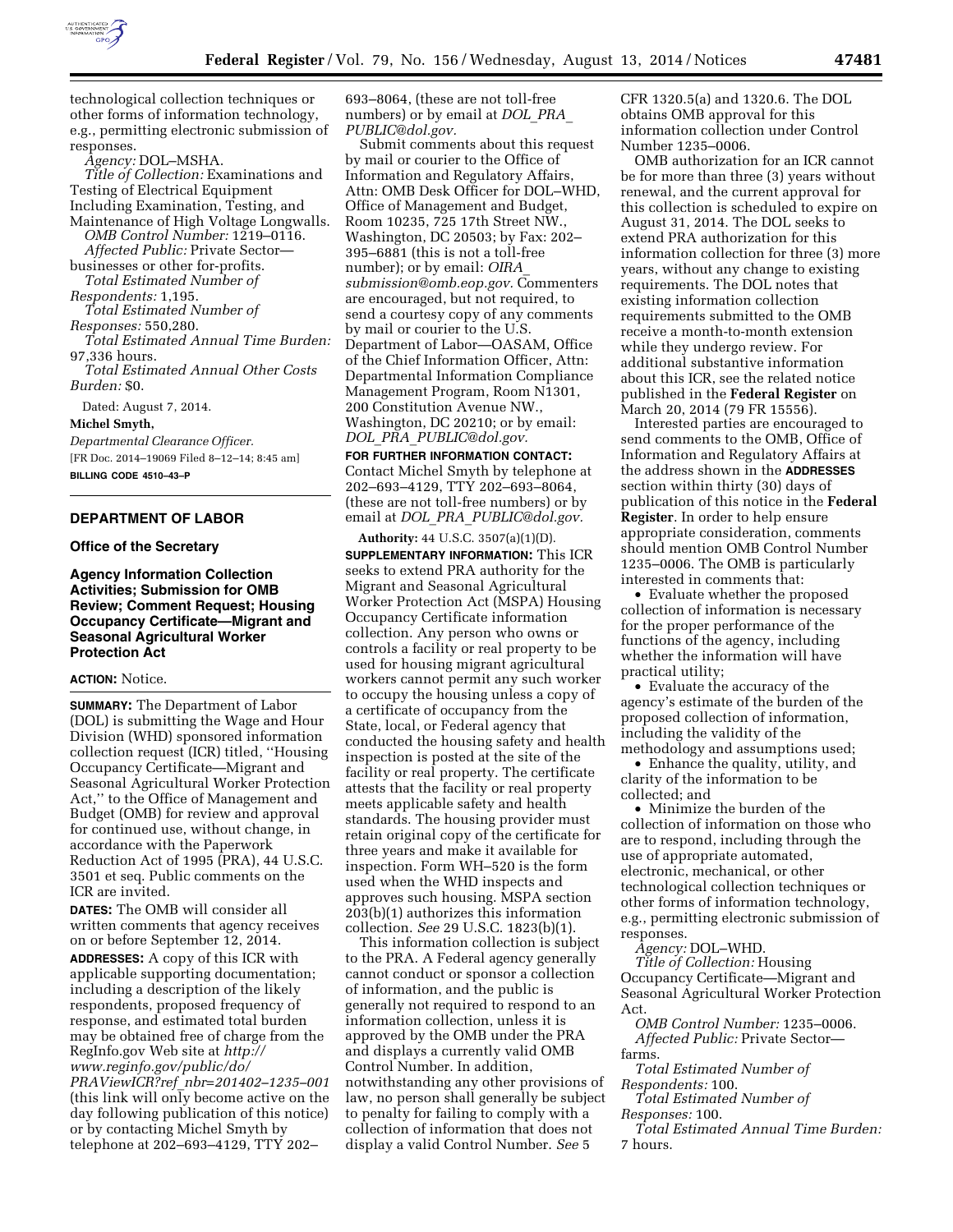technological collection techniques or other forms of information technology, e.g., permitting electronic submission of responses.

*Agency:* DOL–MSHA.

*Title of Collection:* Examinations and Testing of Electrical Equipment Including Examination, Testing, and Maintenance of High Voltage Longwalls.

*OMB Control Number:* 1219–0116.

*Affected Public:* Private Sector—businesses or other for-profits.

*Total Estimated Number of Respondents:* 1,195.

*Total Estimated Number of Responses:* 550,280.

*Total Estimated Annual Time Burden:* 97,336 hours.

*Total Estimated Annual Other Costs Burden:* $0.

Dated: August 7, 2014.

**Michel Smyth,**

*Departmental Clearance Officer.*

[FR Doc. 2014–19069 Filed 8–12–14; 8:45 am]

**BILLING CODE 4510–43–P**

## DEPARTMENT OF LABOR

### Office of the Secretary

### Agency Information Collection Activities; Submission for OMB Review; Comment Request; Housing Occupancy Certificate—Migrant and Seasonal Agricultural Worker Protection Act

**ACTION:** Notice.

**SUMMARY:** The Department of Labor (DOL) is submitting the Wage and Hour Division (WHD) sponsored information collection request (ICR) titled, ''Housing Occupancy Certificate—Migrant and Seasonal Agricultural Worker Protection Act,'' to the Office of Management and Budget (OMB) for review and approval for continued use, without change, in accordance with the Paperwork Reduction Act of 1995 (PRA), 44 U.S.C. 3501 et seq. Public comments on the ICR are invited.

**DATES:** The OMB will consider all written comments that agency receives on or before September 12, 2014.

**ADDRESSES:** A copy of this ICR with applicable supporting documentation; including a description of the likely respondents, proposed frequency of response, and estimated total burden may be obtained free of charge from the RegInfo.gov Web site at *http://www.reginfo.gov/public/do/PRAViewICR?ref_nbr=201402–1235–001* (this link will only become active on the day following publication of this notice) or by contacting Michel Smyth by telephone at 202–693–4129, TTY 202–693–8064, (these are not toll-free numbers) or by email at *DOL_PRA_PUBLIC@dol.gov.*

Submit comments about this request by mail or courier to the Office of Information and Regulatory Affairs, Attn: OMB Desk Officer for DOL–WHD, Office of Management and Budget, Room 10235, 725 17th Street NW., Washington, DC 20503; by Fax: 202–395–6881 (this is not a toll-free number); or by email: *OIRA_submission@omb.eop.gov.* Commenters are encouraged, but not required, to send a courtesy copy of any comments by mail or courier to the U.S. Department of Labor—OASAM, Office of the Chief Information Officer, Attn: Departmental Information Compliance Management Program, Room N1301, 200 Constitution Avenue NW., Washington, DC 20210; or by email: *DOL_PRA_PUBLIC@dol.gov.*

**FOR FURTHER INFORMATION CONTACT:** Contact Michel Smyth by telephone at 202–693–4129, TTY 202–693–8064, (these are not toll-free numbers) or by email at *DOL_PRA_PUBLIC@dol.gov.*

**Authority:** 44 U.S.C. 3507(a)(1)(D).

**SUPPLEMENTARY INFORMATION:** This ICR seeks to extend PRA authority for the Migrant and Seasonal Agricultural Worker Protection Act (MSPA) Housing Occupancy Certificate information collection. Any person who owns or controls a facility or real property to be used for housing migrant agricultural workers cannot permit any such worker to occupy the housing unless a copy of a certificate of occupancy from the State, local, or Federal agency that conducted the housing safety and health inspection is posted at the site of the facility or real property. The certificate attests that the facility or real property meets applicable safety and health standards. The housing provider must retain original copy of the certificate for three years and make it available for inspection. Form WH–520 is the form used when the WHD inspects and approves such housing. MSPA section 203(b)(1) authorizes this information collection. *See* 29 U.S.C. 1823(b)(1).

This information collection is subject to the PRA. A Federal agency generally cannot conduct or sponsor a collection of information, and the public is generally not required to respond to an information collection, unless it is approved by the OMB under the PRA and displays a currently valid OMB Control Number. In addition, notwithstanding any other provisions of law, no person shall generally be subject to penalty for failing to comply with a collection of information that does not display a valid Control Number. *See* 5 CFR 1320.5(a) and 1320.6. The DOL obtains OMB approval for this information collection under Control Number 1235–0006.

OMB authorization for an ICR cannot be for more than three (3) years without renewal, and the current approval for this collection is scheduled to expire on August 31, 2014. The DOL seeks to extend PRA authorization for this information collection for three (3) more years, without any change to existing requirements. The DOL notes that existing information collection requirements submitted to the OMB receive a month-to-month extension while they undergo review. For additional substantive information about this ICR, see the related notice published in the **Federal Register** on March 20, 2014 (79 FR 15556).

Interested parties are encouraged to send comments to the OMB, Office of Information and Regulatory Affairs at the address shown in the **ADDRESSES** section within thirty (30) days of publication of this notice in the **Federal Register**. In order to help ensure appropriate consideration, comments should mention OMB Control Number 1235–0006. The OMB is particularly interested in comments that:

- Evaluate whether the proposed collection of information is necessary for the proper performance of the functions of the agency, including whether the information will have practical utility;
- Evaluate the accuracy of the agency's estimate of the burden of the proposed collection of information, including the validity of the methodology and assumptions used;
- Enhance the quality, utility, and clarity of the information to be collected; and
- Minimize the burden of the collection of information on those who are to respond, including through the use of appropriate automated, electronic, mechanical, or other technological collection techniques or other forms of information technology, e.g., permitting electronic submission of responses.

*Agency:* DOL–WHD.

*Title of Collection:* Housing Occupancy Certificate—Migrant and Seasonal Agricultural Worker Protection Act.

*OMB Control Number:* 1235–0006.

*Affected Public:* Private Sector—farms.

*Total Estimated Number of Respondents:* 100.

*Total Estimated Number of Responses:* 100.

*Total Estimated Annual Time Burden:* 7 hours.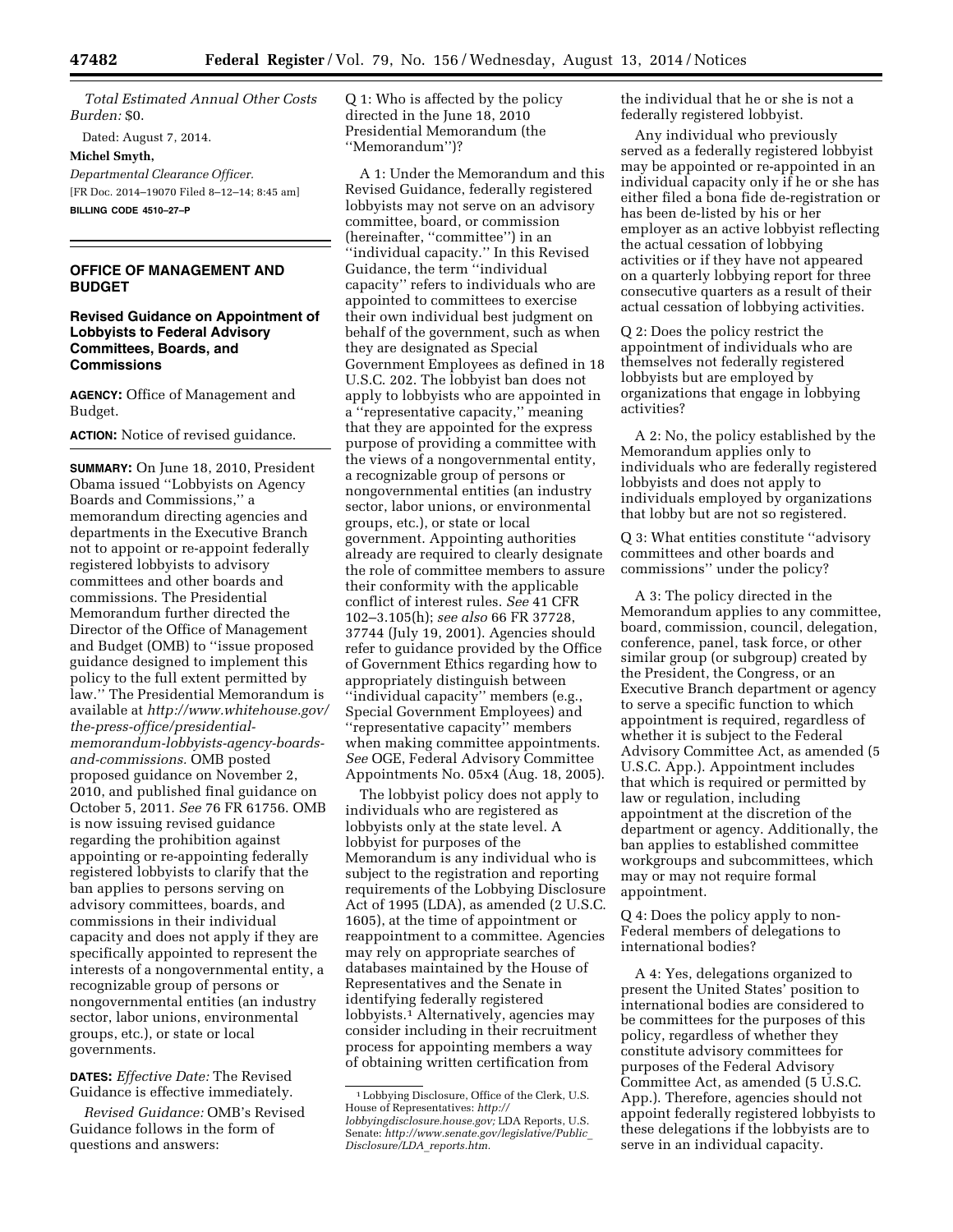*Total Estimated Annual Other Costs Burden:* $0.

Dated: August 7, 2014.

**Michel Smyth,**

*Departmental Clearance Officer.*

[FR Doc. 2014–19070 Filed 8–12–14; 8:45 am]

**BILLING CODE 4510–27–P**

## OFFICE OF MANAGEMENT AND BUDGET

### Revised Guidance on Appointment of Lobbyists to Federal Advisory Committees, Boards, and Commissions

**AGENCY:** Office of Management and Budget.

**ACTION:** Notice of revised guidance.

**SUMMARY:** On June 18, 2010, President Obama issued ''Lobbyists on Agency Boards and Commissions,'' a memorandum directing agencies and departments in the Executive Branch not to appoint or re-appoint federally registered lobbyists to advisory committees and other boards and commissions. The Presidential Memorandum further directed the Director of the Office of Management and Budget (OMB) to ''issue proposed guidance designed to implement this policy to the full extent permitted by law.'' The Presidential Memorandum is available at *http://www.whitehouse.gov/the-press-office/presidential-memorandum-lobbyists-agency-boards-and-commissions.* OMB posted proposed guidance on November 2, 2010, and published final guidance on October 5, 2011. *See* 76 FR 61756. OMB is now issuing revised guidance regarding the prohibition against appointing or re-appointing federally registered lobbyists to clarify that the ban applies to persons serving on advisory committees, boards, and commissions in their individual capacity and does not apply if they are specifically appointed to represent the interests of a nongovernmental entity, a recognizable group of persons or nongovernmental entities (an industry sector, labor unions, environmental groups, etc.), or state or local governments.

**DATES:** *Effective Date:* The Revised Guidance is effective immediately.

*Revised Guidance:* OMB's Revised Guidance follows in the form of questions and answers:

Q 1: Who is affected by the policy directed in the June 18, 2010 Presidential Memorandum (the ''Memorandum'')?

A 1: Under the Memorandum and this Revised Guidance, federally registered lobbyists may not serve on an advisory committee, board, or commission (hereinafter, ''committee'') in an ''individual capacity.'' In this Revised Guidance, the term ''individual capacity'' refers to individuals who are appointed to committees to exercise their own individual best judgment on behalf of the government, such as when they are designated as Special Government Employees as defined in 18 U.S.C. 202. The lobbyist ban does not apply to lobbyists who are appointed in a ''representative capacity,'' meaning that they are appointed for the express purpose of providing a committee with the views of a nongovernmental entity, a recognizable group of persons or nongovernmental entities (an industry sector, labor unions, or environmental groups, etc.), or state or local government. Appointing authorities already are required to clearly designate the role of committee members to assure their conformity with the applicable conflict of interest rules. *See* 41 CFR 102–3.105(h); *see also* 66 FR 37728, 37744 (July 19, 2001). Agencies should refer to guidance provided by the Office of Government Ethics regarding how to appropriately distinguish between ''individual capacity'' members (e.g., Special Government Employees) and ''representative capacity'' members when making committee appointments. *See* OGE, Federal Advisory Committee Appointments No. 05x4 (Aug. 18, 2005).

The lobbyist policy does not apply to individuals who are registered as lobbyists only at the state level. A lobbyist for purposes of the Memorandum is any individual who is subject to the registration and reporting requirements of the Lobbying Disclosure Act of 1995 (LDA), as amended (2 U.S.C. 1605), at the time of appointment or reappointment to a committee. Agencies may rely on appropriate searches of databases maintained by the House of Representatives and the Senate in identifying federally registered lobbyists.[1] Alternatively, agencies may consider including in their recruitment process for appointing members a way of obtaining written certification from the individual that he or she is not a federally registered lobbyist.

Any individual who previously served as a federally registered lobbyist may be appointed or re-appointed in an individual capacity only if he or she has either filed a bona fide de-registration or has been de-listed by his or her employer as an active lobbyist reflecting the actual cessation of lobbying activities or if they have not appeared on a quarterly lobbying report for three consecutive quarters as a result of their actual cessation of lobbying activities.

Q 2: Does the policy restrict the appointment of individuals who are themselves not federally registered lobbyists but are employed by organizations that engage in lobbying activities?

A 2: No, the policy established by the Memorandum applies only to individuals who are federally registered lobbyists and does not apply to individuals employed by organizations that lobby but are not so registered.

Q 3: What entities constitute ''advisory committees and other boards and commissions'' under the policy?

A 3: The policy directed in the Memorandum applies to any committee, board, commission, council, delegation, conference, panel, task force, or other similar group (or subgroup) created by the President, the Congress, or an Executive Branch department or agency to serve a specific function to which appointment is required, regardless of whether it is subject to the Federal Advisory Committee Act, as amended (5 U.S.C. App.). Appointment includes that which is required or permitted by law or regulation, including appointment at the discretion of the department or agency. Additionally, the ban applies to established committee workgroups and subcommittees, which may or may not require formal appointment.

Q 4: Does the policy apply to non-Federal members of delegations to international bodies?

A 4: Yes, delegations organized to present the United States' position to international bodies are considered to be committees for the purposes of this policy, regardless of whether they constitute advisory committees for purposes of the Federal Advisory Committee Act, as amended (5 U.S.C. App.). Therefore, agencies should not appoint federally registered lobbyists to these delegations if the lobbyists are to serve in an individual capacity.

[1] Lobbying Disclosure, Office of the Clerk, U.S. House of Representatives: *http://lobbyingdisclosure.house.gov;* LDA Reports, U.S. Senate: *http://www.senate.gov/legislative/Public_Disclosure/LDA_reports.htm.*